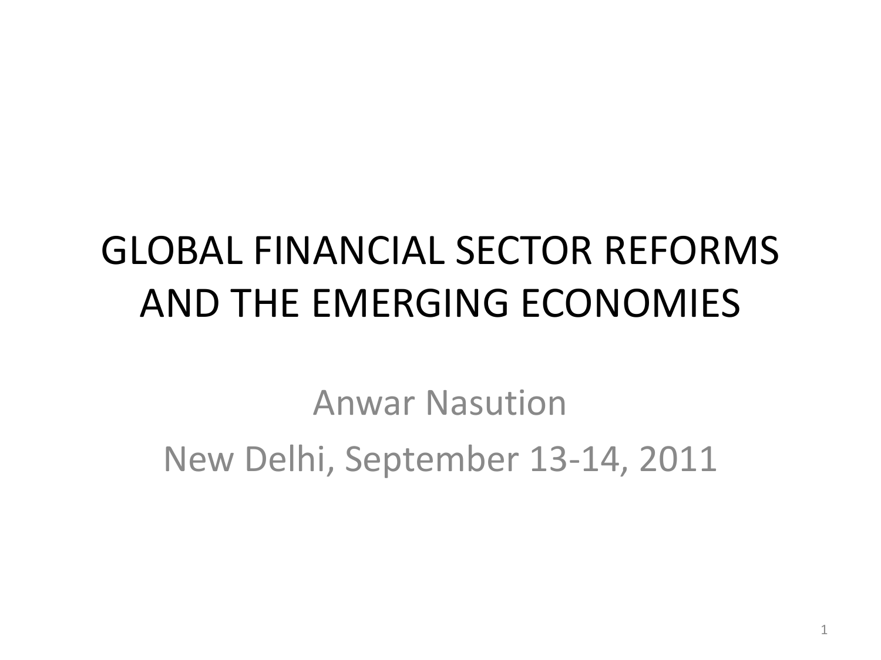# GLOBAL FINANCIAL SECTOR REFORMS AND THE EMERGING ECONOMIES

Anwar Nasution

New Delhi, September 13-14, 2011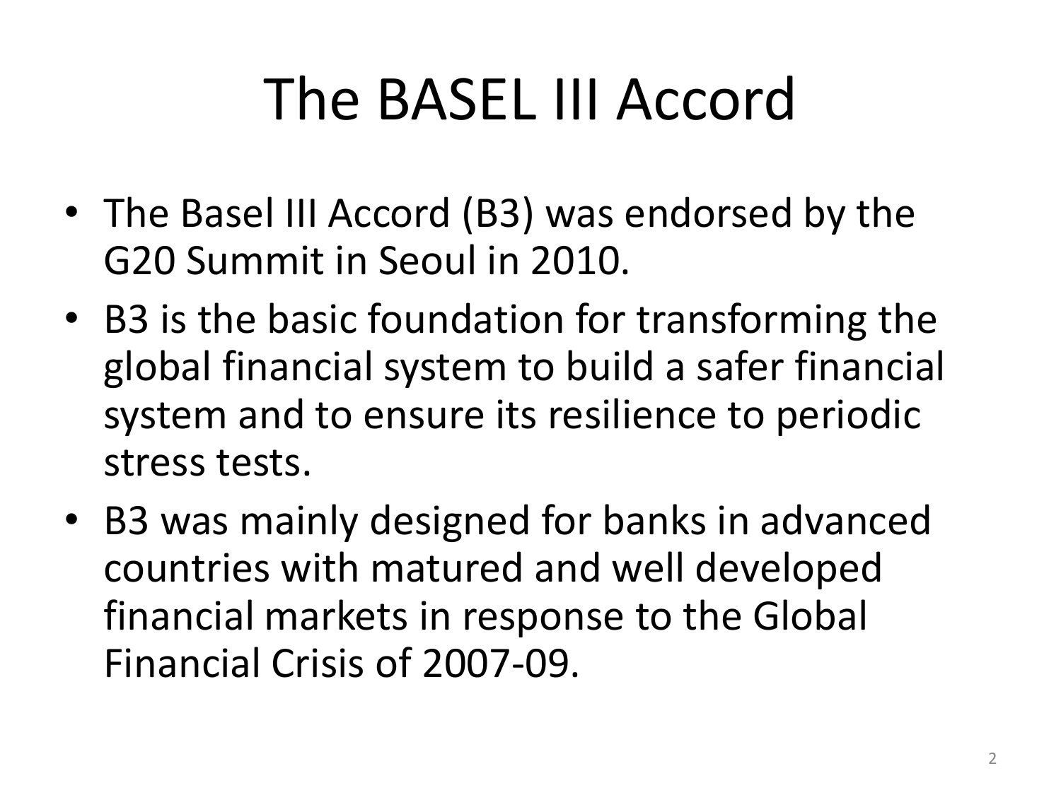# The BASEL III Accord

- The Basel III Accord (B3) was endorsed by the G20 Summit in Seoul in 2010.
- B3 is the basic foundation for transforming the global financial system to build a safer financial system and to ensure its resilience to periodic stress tests.
- B3 was mainly designed for banks in advanced countries with matured and well developed financial markets in response to the Global Financial Crisis of 2007-09.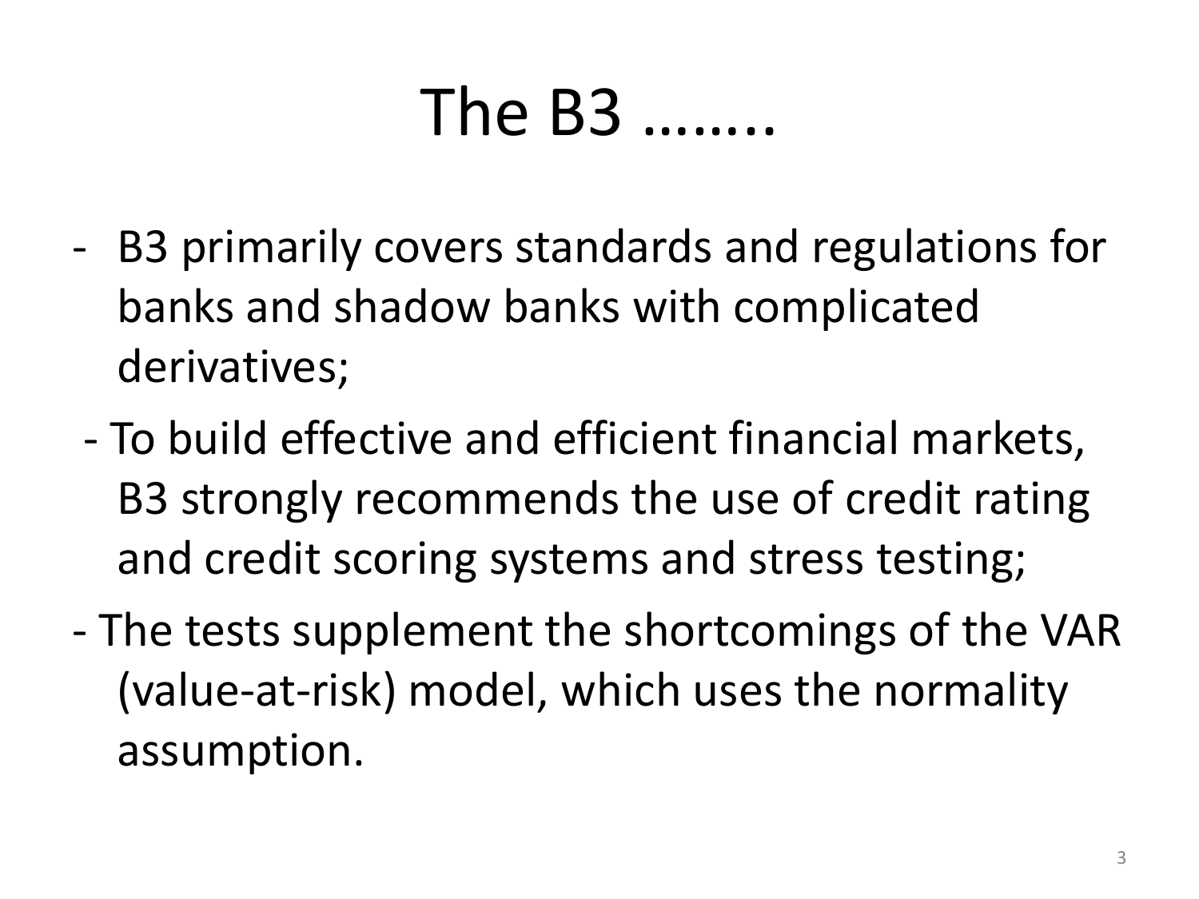# The B3 ……..

- B3 primarily covers standards and regulations for banks and shadow banks with complicated derivatives;
- To build effective and efficient financial markets, B3 strongly recommends the use of credit rating and credit scoring systems and stress testing;
- The tests supplement the shortcomings of the VAR (value-at-risk) model, which uses the normality assumption.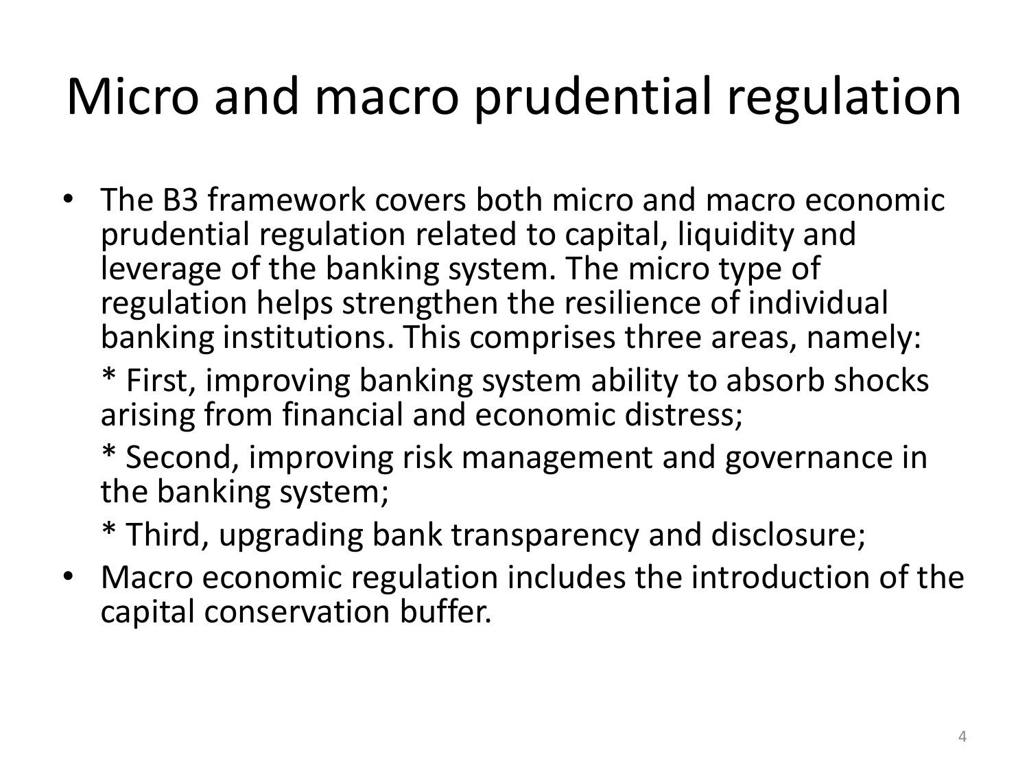# Micro and macro prudential regulation

- The B3 framework covers both micro and macro economic prudential regulation related to capital, liquidity and leverage of the banking system. The micro type of regulation helps strengthen the resilience of individual banking institutions. This comprises three areas, namely:

  * First, improving banking system ability to absorb shocks arising from financial and economic distress;

  * Second, improving risk management and governance in the banking system;

  * Third, upgrading bank transparency and disclosure;
- Macro economic regulation includes the introduction of the capital conservation buffer.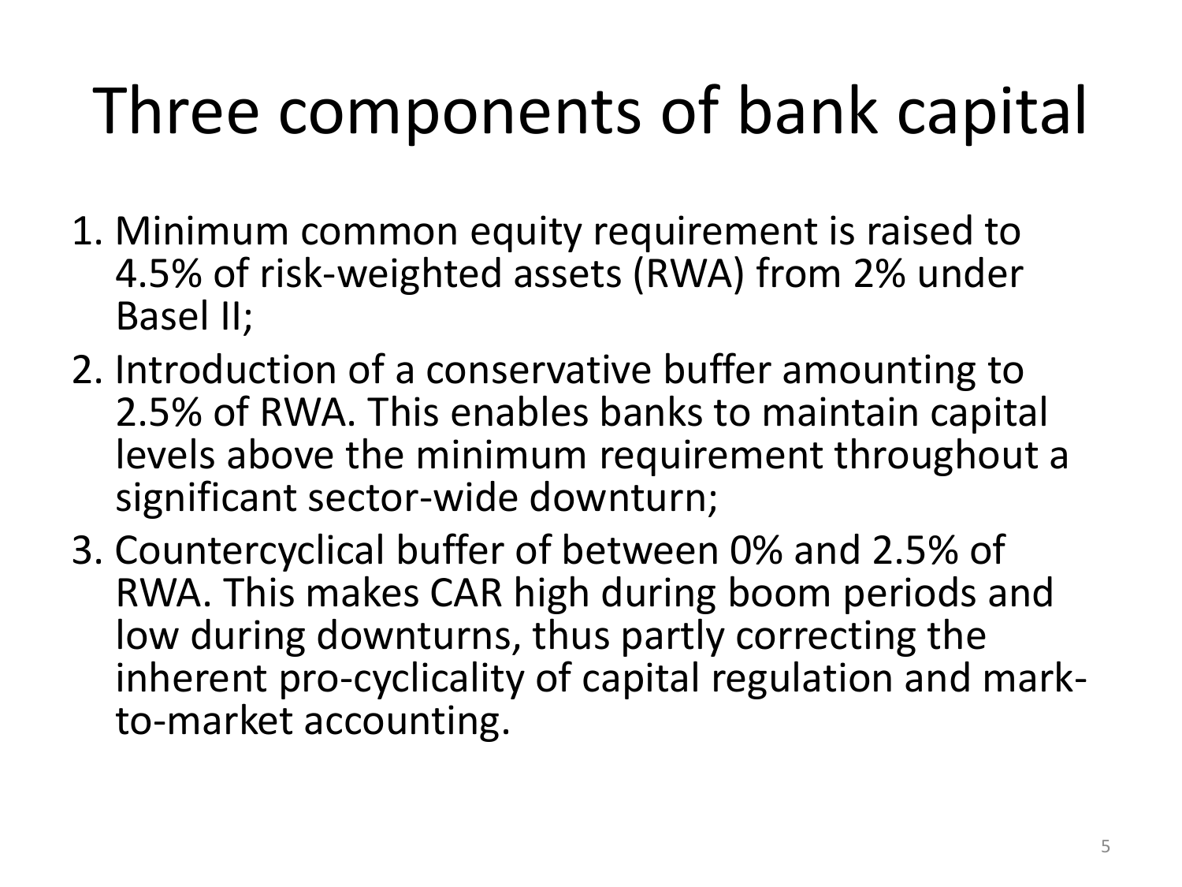# Three components of bank capital

1. Minimum common equity requirement is raised to 4.5% of risk-weighted assets (RWA) from 2% under Basel II;
2. Introduction of a conservative buffer amounting to 2.5% of RWA. This enables banks to maintain capital levels above the minimum requirement throughout a significant sector-wide downturn;
3. Countercyclical buffer of between 0% and 2.5% of RWA. This makes CAR high during boom periods and low during downturns, thus partly correcting the inherent pro-cyclicality of capital regulation and mark-to-market accounting.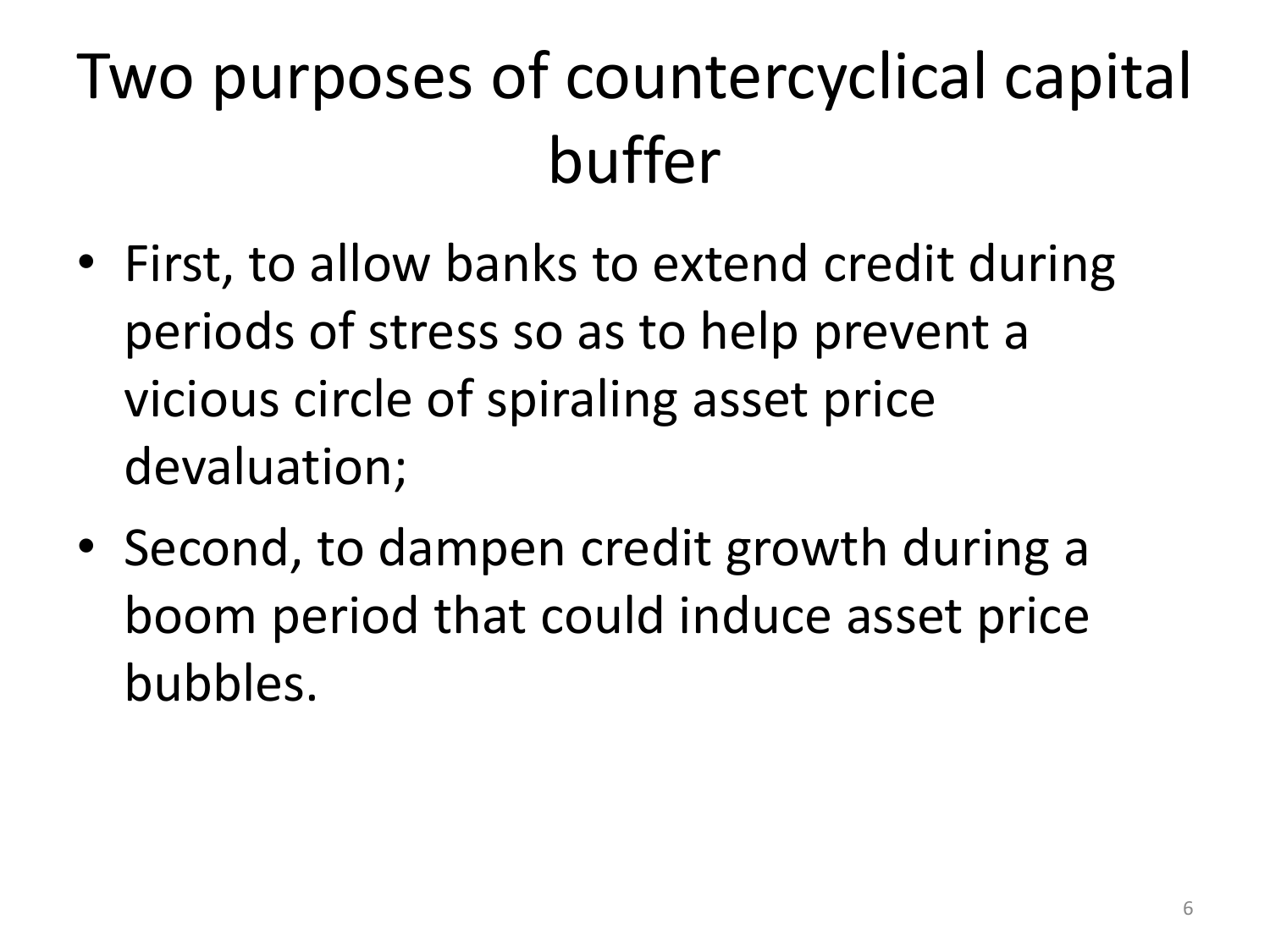# Two purposes of countercyclical capital buffer

- First, to allow banks to extend credit during periods of stress so as to help prevent a vicious circle of spiraling asset price devaluation;
- Second, to dampen credit growth during a boom period that could induce asset price bubbles.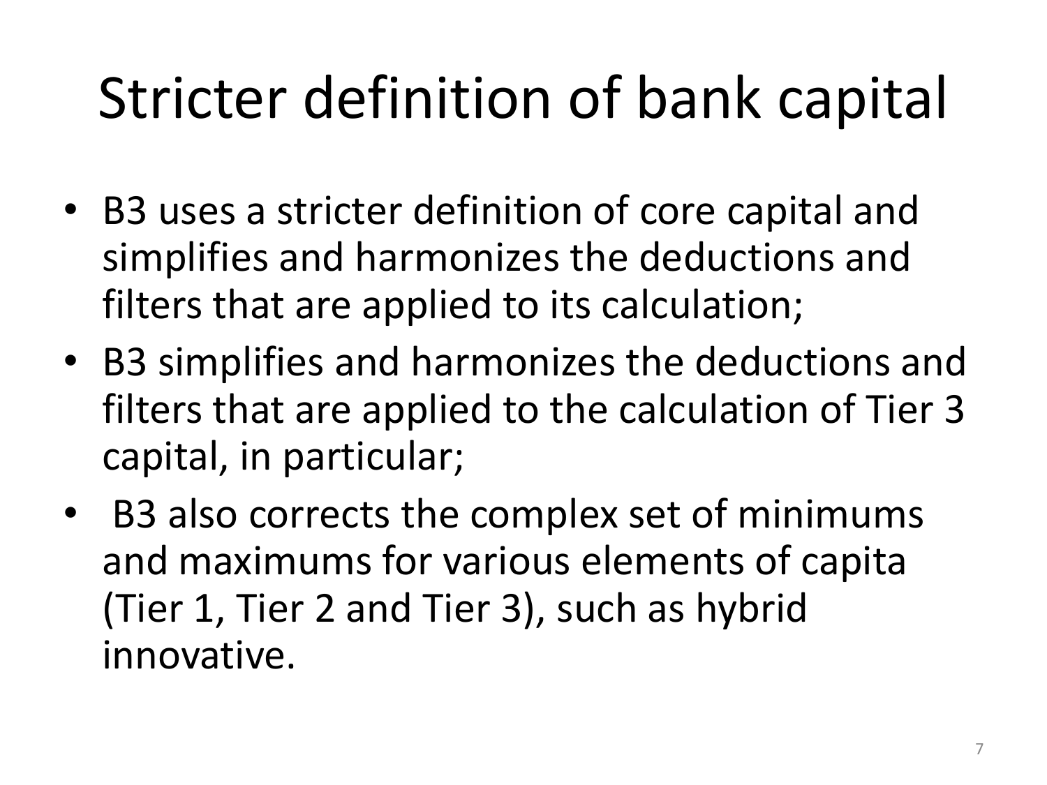# Stricter definition of bank capital

- B3 uses a stricter definition of core capital and simplifies and harmonizes the deductions and filters that are applied to its calculation;
- B3 simplifies and harmonizes the deductions and filters that are applied to the calculation of Tier 3 capital, in particular;
- B3 also corrects the complex set of minimums and maximums for various elements of capita (Tier 1, Tier 2 and Tier 3), such as hybrid innovative.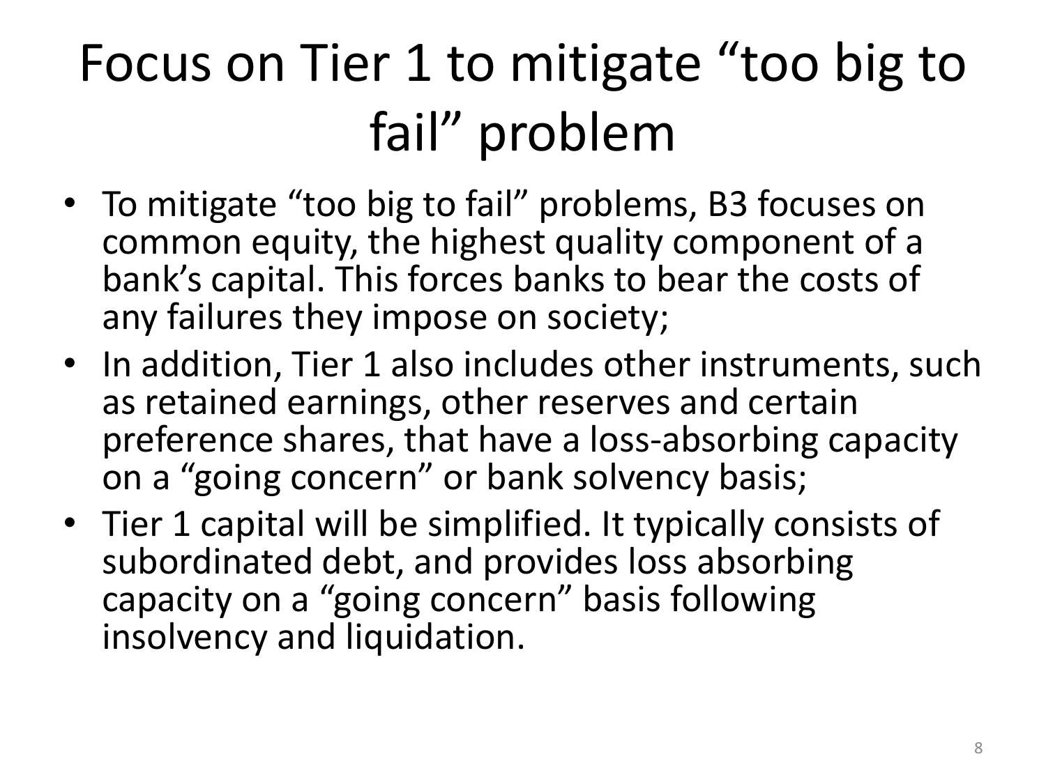# Focus on Tier 1 to mitigate "too big to fail" problem

- To mitigate "too big to fail" problems, B3 focuses on common equity, the highest quality component of a bank's capital. This forces banks to bear the costs of any failures they impose on society;
- In addition, Tier 1 also includes other instruments, such as retained earnings, other reserves and certain preference shares, that have a loss-absorbing capacity on a "going concern" or bank solvency basis;
- Tier 1 capital will be simplified. It typically consists of subordinated debt, and provides loss absorbing capacity on a "going concern" basis following insolvency and liquidation.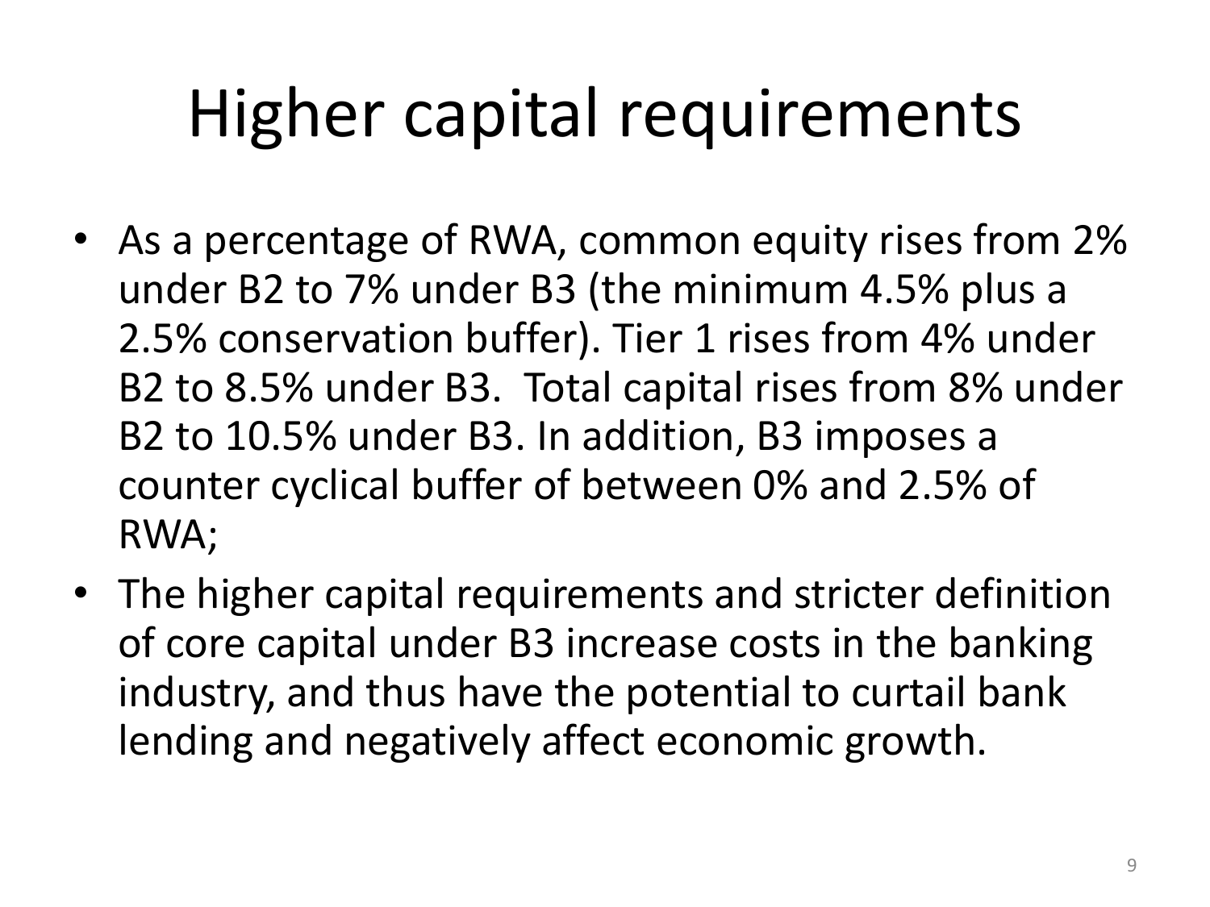# Higher capital requirements

- As a percentage of RWA, common equity rises from 2% under B2 to 7% under B3 (the minimum 4.5% plus a 2.5% conservation buffer). Tier 1 rises from 4% under B2 to 8.5% under B3. Total capital rises from 8% under B2 to 10.5% under B3. In addition, B3 imposes a counter cyclical buffer of between 0% and 2.5% of RWA;
- The higher capital requirements and stricter definition of core capital under B3 increase costs in the banking industry, and thus have the potential to curtail bank lending and negatively affect economic growth.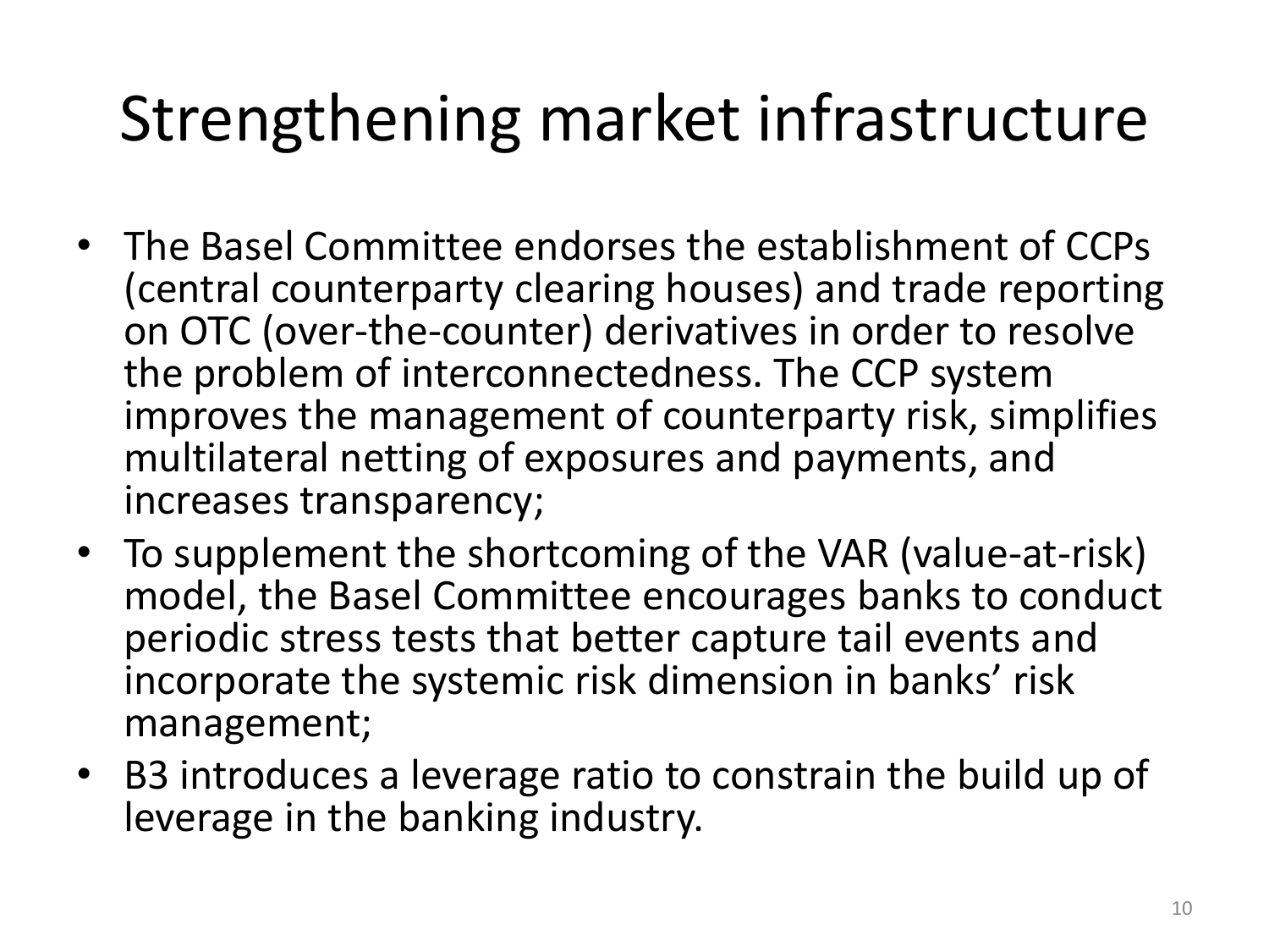# Strengthening market infrastructure

- The Basel Committee endorses the establishment of CCPs (central counterparty clearing houses) and trade reporting on OTC (over-the-counter) derivatives in order to resolve the problem of interconnectedness. The CCP system improves the management of counterparty risk, simplifies multilateral netting of exposures and payments, and increases transparency;
- To supplement the shortcoming of the VAR (value-at-risk) model, the Basel Committee encourages banks to conduct periodic stress tests that better capture tail events and incorporate the systemic risk dimension in banks' risk management;
- B3 introduces a leverage ratio to constrain the build up of leverage in the banking industry.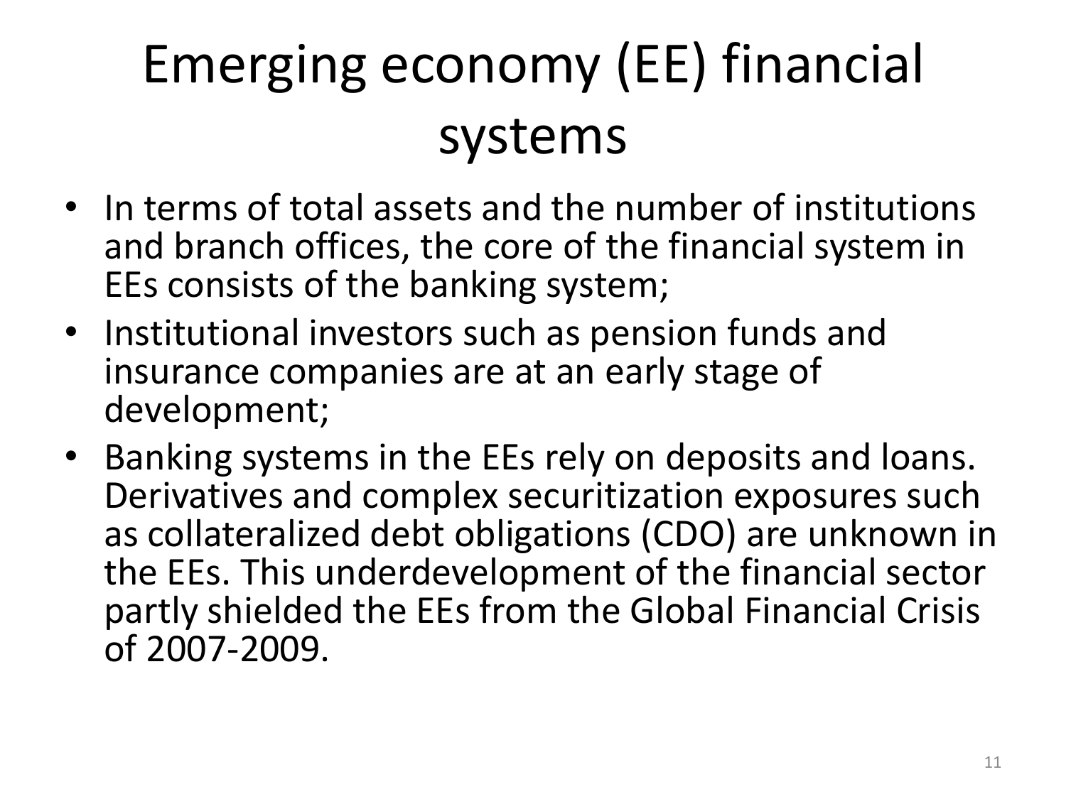# Emerging economy (EE) financial systems

- In terms of total assets and the number of institutions and branch offices, the core of the financial system in EEs consists of the banking system;
- Institutional investors such as pension funds and insurance companies are at an early stage of development;
- Banking systems in the EEs rely on deposits and loans. Derivatives and complex securitization exposures such as collateralized debt obligations (CDO) are unknown in the EEs. This underdevelopment of the financial sector partly shielded the EEs from the Global Financial Crisis of 2007-2009.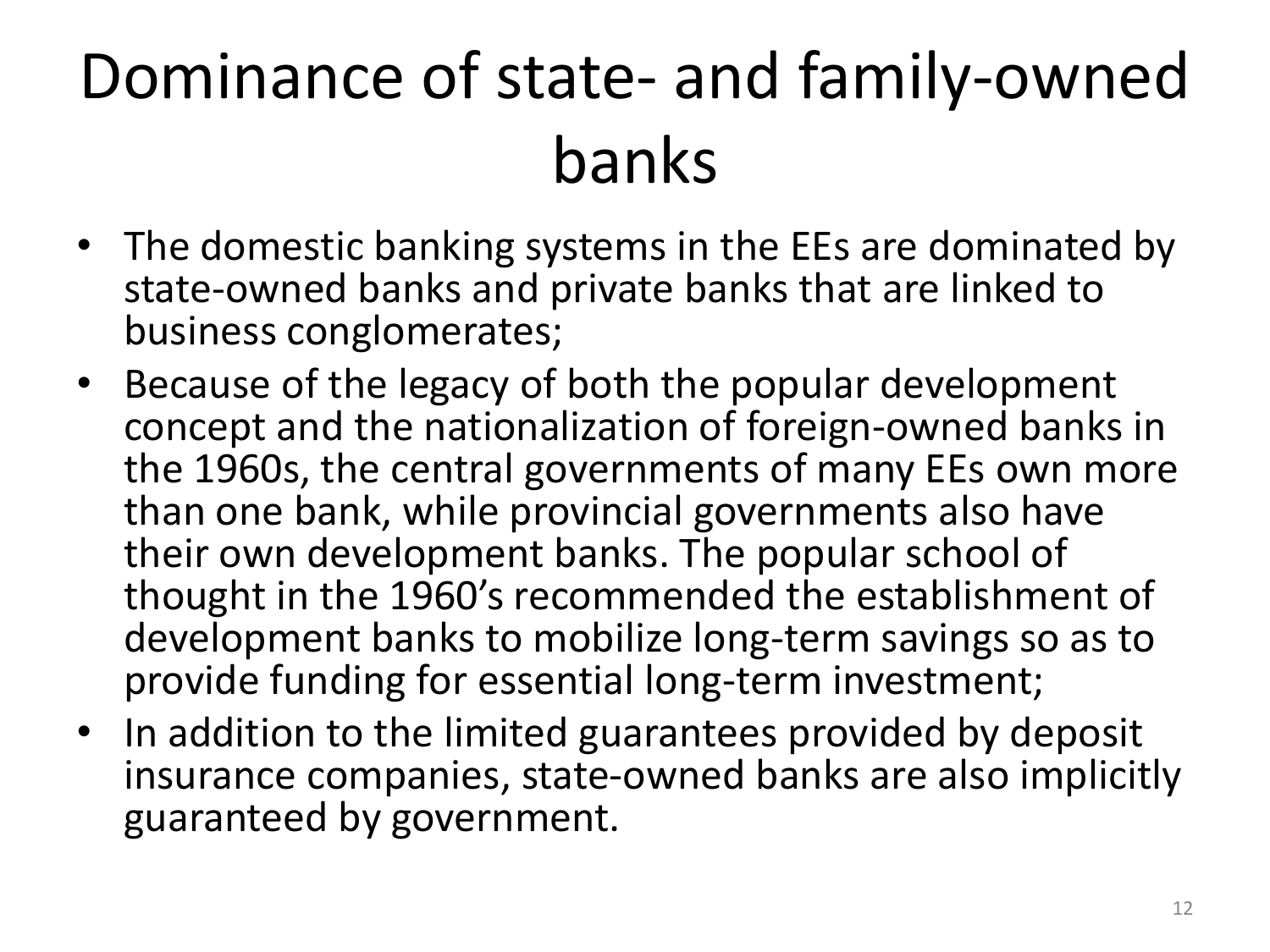# Dominance of state- and family-owned banks

- The domestic banking systems in the EEs are dominated by state-owned banks and private banks that are linked to business conglomerates;
- Because of the legacy of both the popular development concept and the nationalization of foreign-owned banks in the 1960s, the central governments of many EEs own more than one bank, while provincial governments also have their own development banks. The popular school of thought in the 1960's recommended the establishment of development banks to mobilize long-term savings so as to provide funding for essential long-term investment;
- In addition to the limited guarantees provided by deposit insurance companies, state-owned banks are also implicitly guaranteed by government.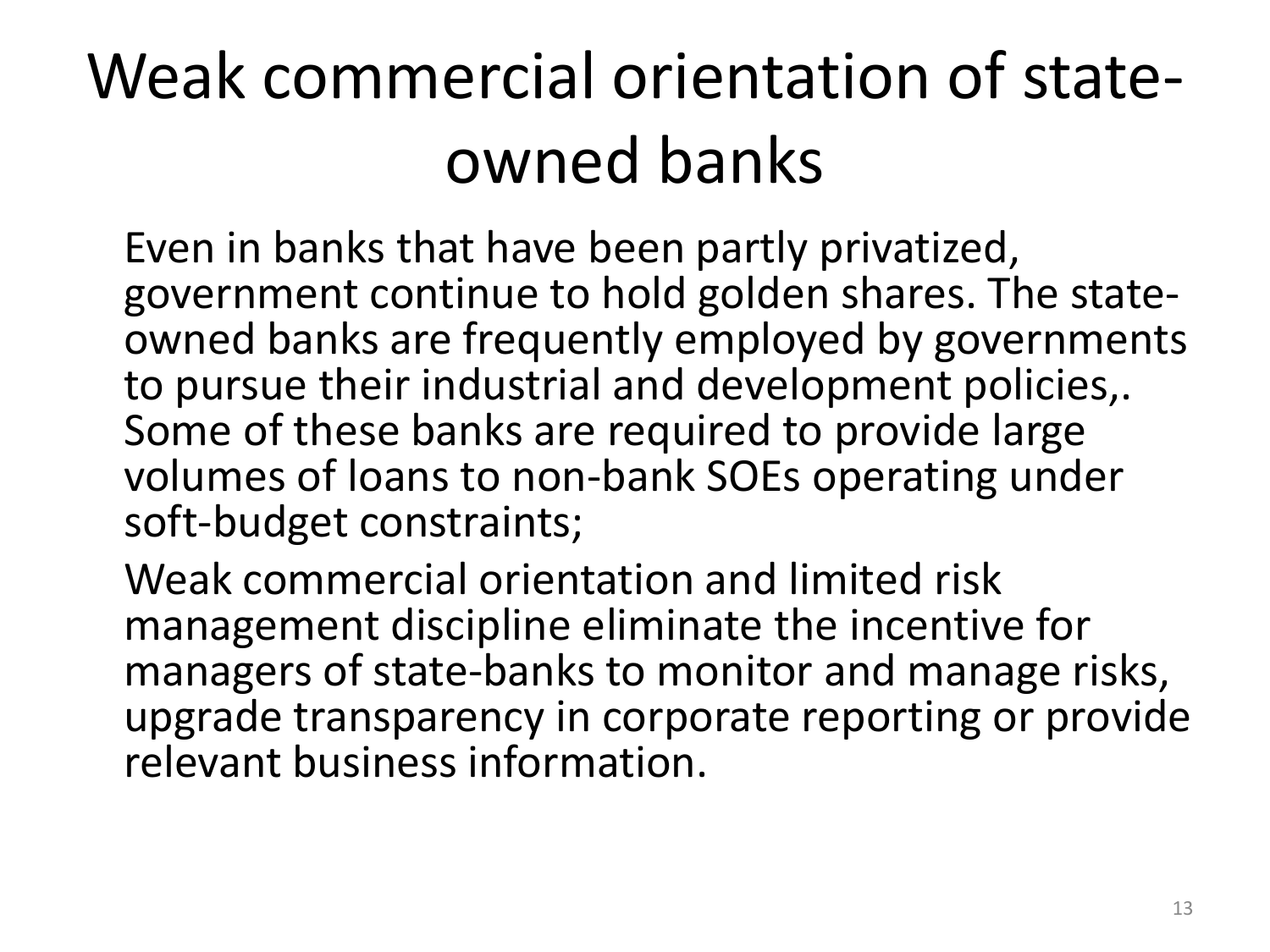# Weak commercial orientation of state-owned banks

Even in banks that have been partly privatized, government continue to hold golden shares. The state-owned banks are frequently employed by governments to pursue their industrial and development policies,. Some of these banks are required to provide large volumes of loans to non-bank SOEs operating under soft-budget constraints;

Weak commercial orientation and limited risk management discipline eliminate the incentive for managers of state-banks to monitor and manage risks, upgrade transparency in corporate reporting or provide relevant business information.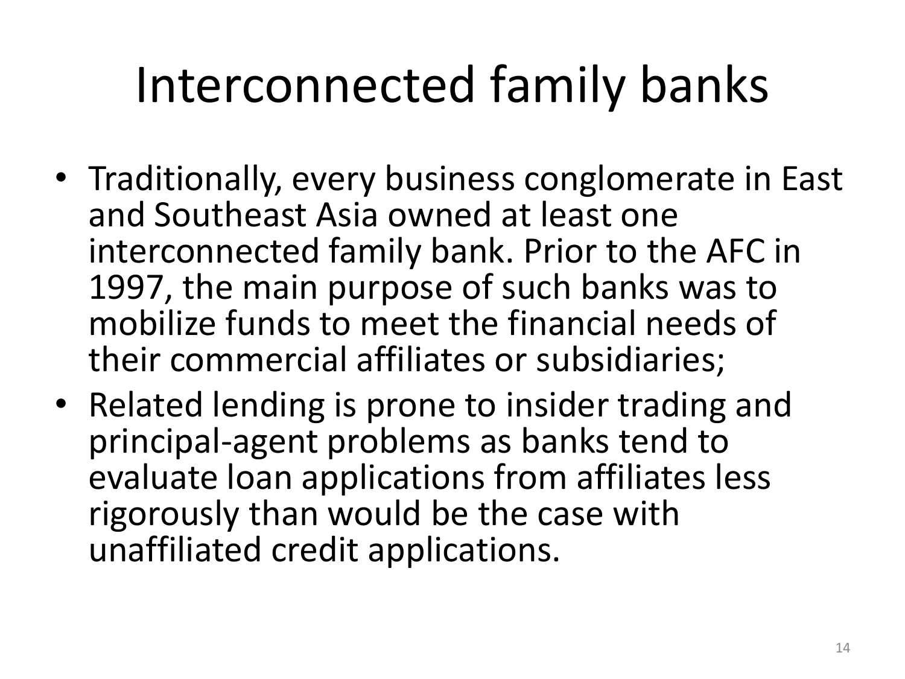# Interconnected family banks

- Traditionally, every business conglomerate in East and Southeast Asia owned at least one interconnected family bank. Prior to the AFC in 1997, the main purpose of such banks was to mobilize funds to meet the financial needs of their commercial affiliates or subsidiaries;
- Related lending is prone to insider trading and principal-agent problems as banks tend to evaluate loan applications from affiliates less rigorously than would be the case with unaffiliated credit applications.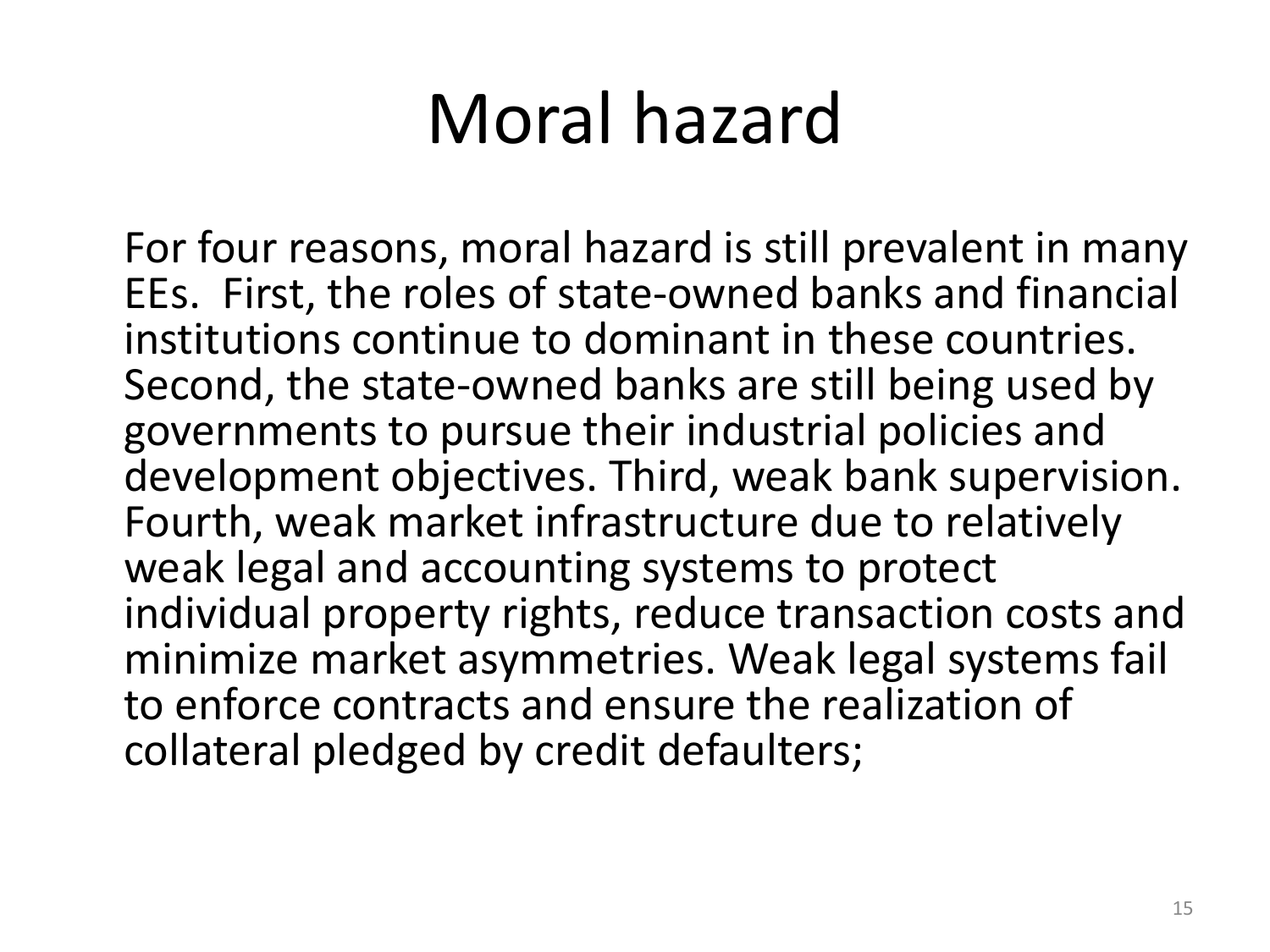# Moral hazard

For four reasons, moral hazard is still prevalent in many EEs.  First, the roles of state-owned banks and financial institutions continue to dominant in these countries. Second, the state-owned banks are still being used by governments to pursue their industrial policies and development objectives. Third, weak bank supervision. Fourth, weak market infrastructure due to relatively weak legal and accounting systems to protect individual property rights, reduce transaction costs and minimize market asymmetries. Weak legal systems fail to enforce contracts and ensure the realization of collateral pledged by credit defaulters;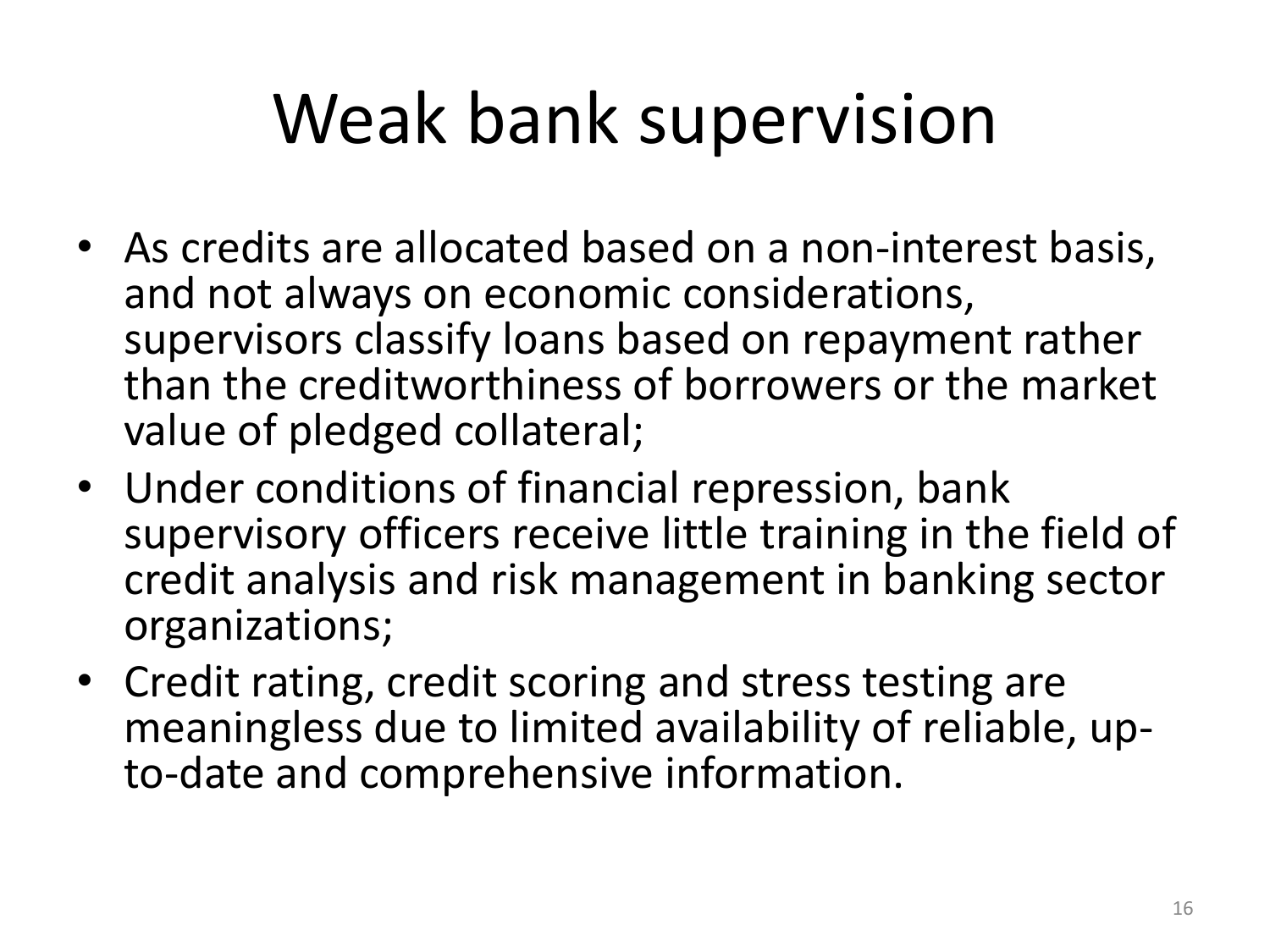# Weak bank supervision

- As credits are allocated based on a non-interest basis, and not always on economic considerations, supervisors classify loans based on repayment rather than the creditworthiness of borrowers or the market value of pledged collateral;
- Under conditions of financial repression, bank supervisory officers receive little training in the field of credit analysis and risk management in banking sector organizations;
- Credit rating, credit scoring and stress testing are meaningless due to limited availability of reliable, up-to-date and comprehensive information.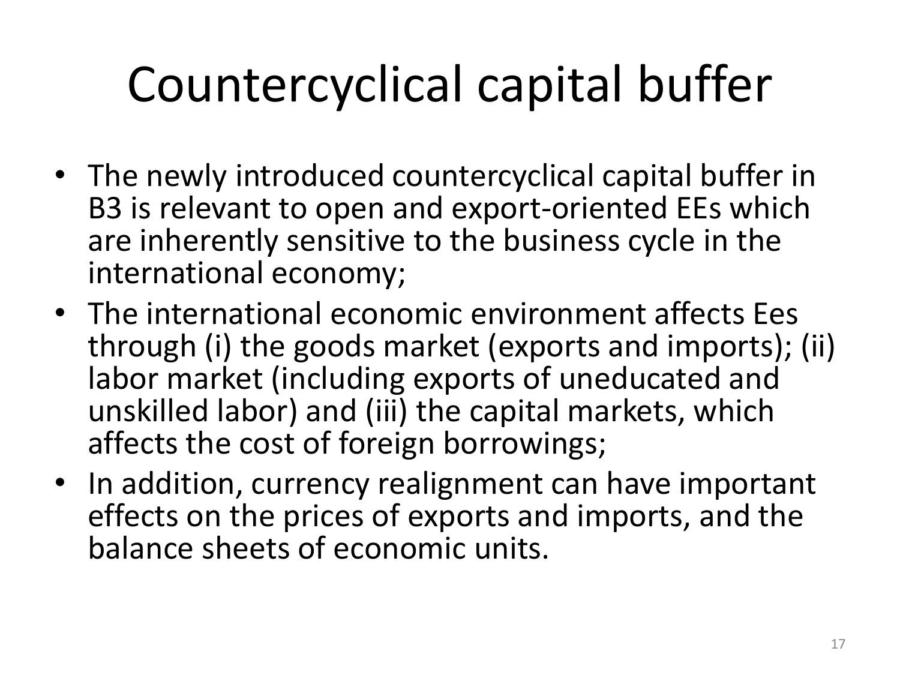# Countercyclical capital buffer

- The newly introduced countercyclical capital buffer in B3 is relevant to open and export-oriented EEs which are inherently sensitive to the business cycle in the international economy;
- The international economic environment affects Ees through (i) the goods market (exports and imports); (ii) labor market (including exports of uneducated and unskilled labor) and (iii) the capital markets, which affects the cost of foreign borrowings;
- In addition, currency realignment can have important effects on the prices of exports and imports, and the balance sheets of economic units.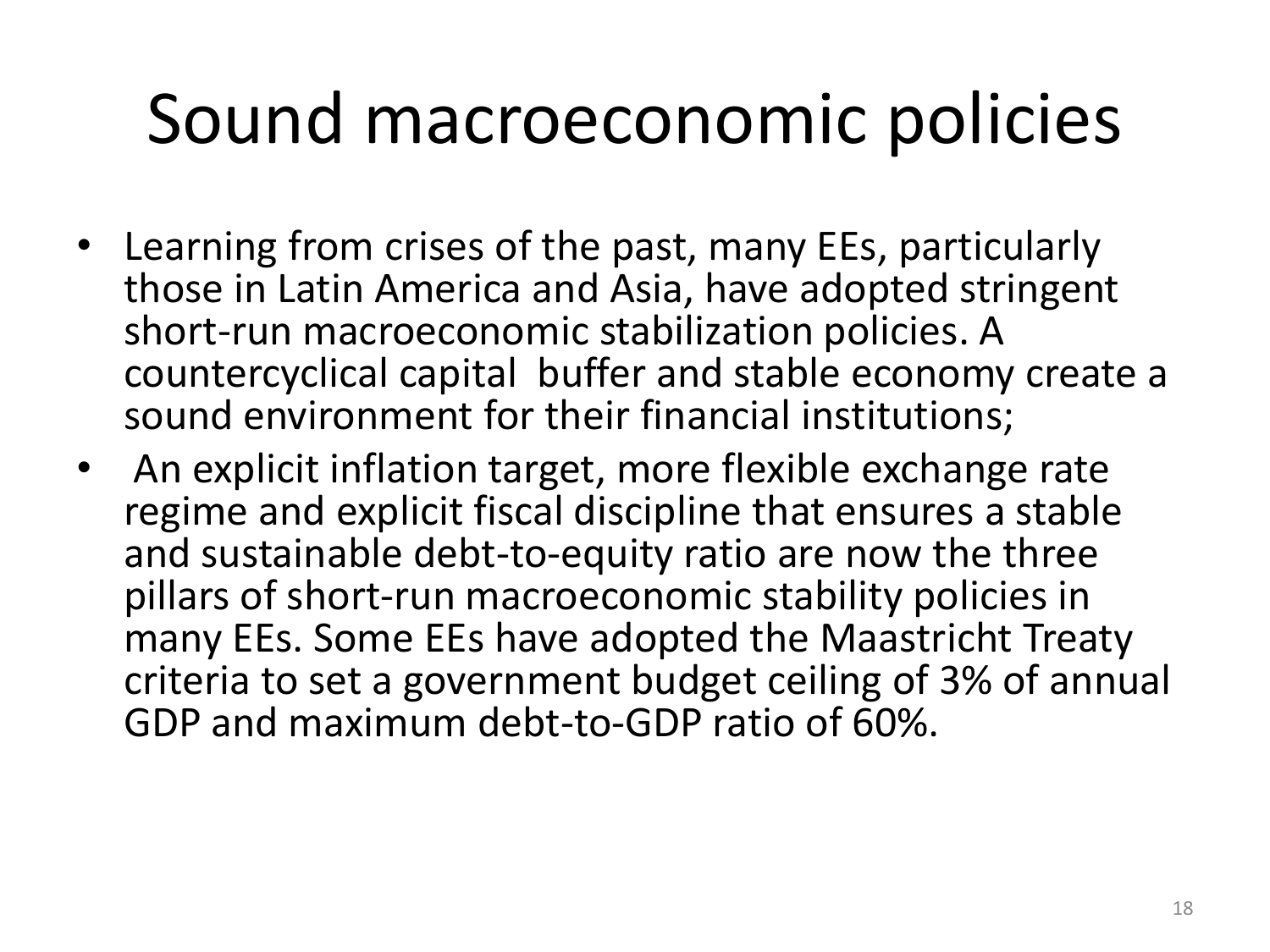# Sound macroeconomic policies

- Learning from crises of the past, many EEs, particularly those in Latin America and Asia, have adopted stringent short-run macroeconomic stabilization policies. A countercyclical capital buffer and stable economy create a sound environment for their financial institutions;
- An explicit inflation target, more flexible exchange rate regime and explicit fiscal discipline that ensures a stable and sustainable debt-to-equity ratio are now the three pillars of short-run macroeconomic stability policies in many EEs. Some EEs have adopted the Maastricht Treaty criteria to set a government budget ceiling of 3% of annual GDP and maximum debt-to-GDP ratio of 60%.